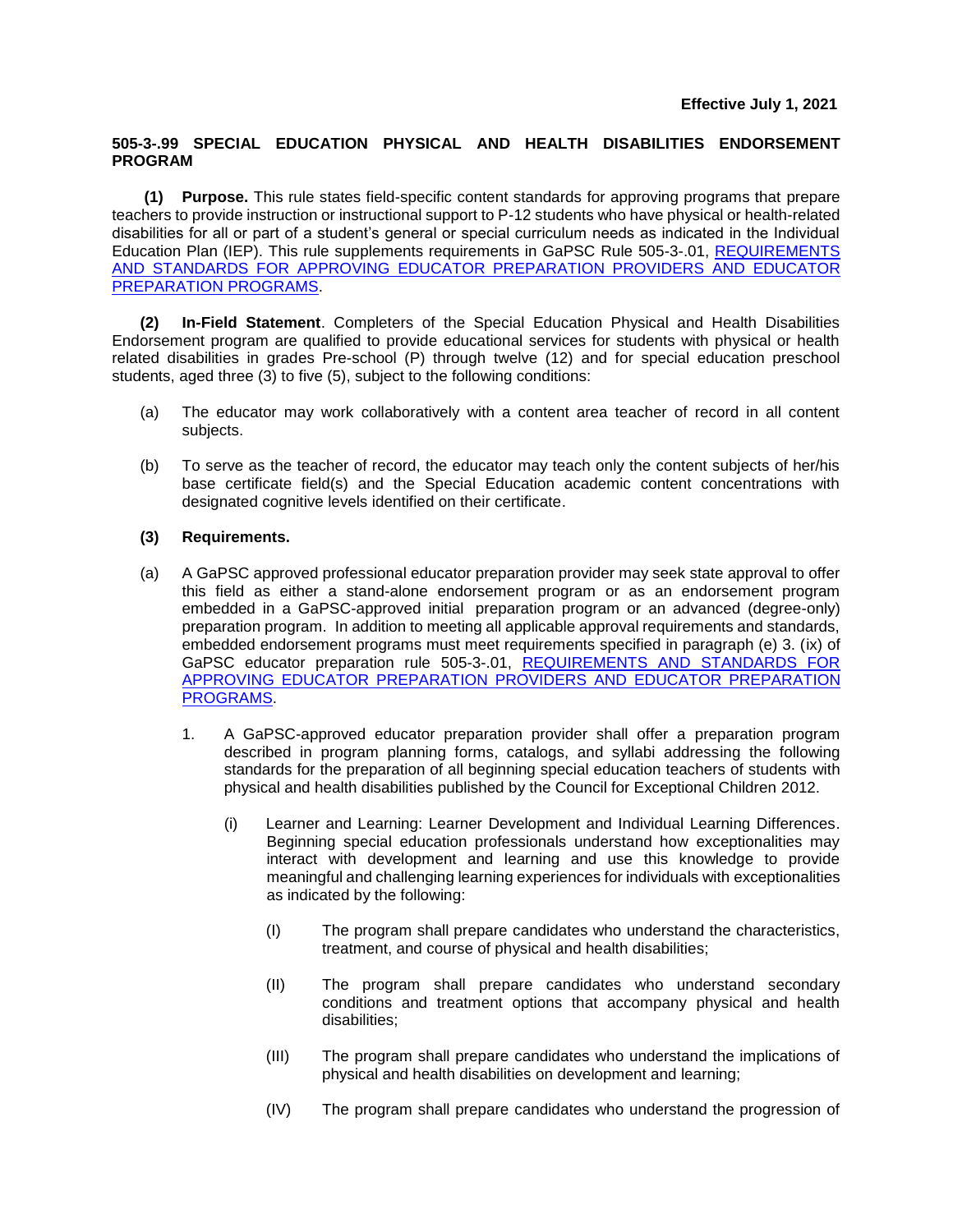**Effective July 1, 2021**

## 505-3-.99 SPECIAL EDUCATION PHYSICAL AND HEALTH DISABILITIES ENDORSEMENT PROGRAM

**(1) Purpose.** This rule states field-specific content standards for approving programs that prepare teachers to provide instruction or instructional support to P-12 students who have physical or health-related disabilities for all or part of a student's general or special curriculum needs as indicated in the Individual Education Plan (IEP). This rule supplements requirements in GaPSC Rule 505-3-.01, REQUIREMENTS AND STANDARDS FOR APPROVING EDUCATOR PREPARATION PROVIDERS AND EDUCATOR PREPARATION PROGRAMS.

**(2) In-Field Statement**. Completers of the Special Education Physical and Health Disabilities Endorsement program are qualified to provide educational services for students with physical or health related disabilities in grades Pre-school (P) through twelve (12) and for special education preschool students, aged three (3) to five (5), subject to the following conditions:

(a) The educator may work collaboratively with a content area teacher of record in all content subjects.

(b) To serve as the teacher of record, the educator may teach only the content subjects of her/his base certificate field(s) and the Special Education academic content concentrations with designated cognitive levels identified on their certificate.

**(3) Requirements.**

(a) A GaPSC approved professional educator preparation provider may seek state approval to offer this field as either a stand-alone endorsement program or as an endorsement program embedded in a GaPSC-approved initial preparation program or an advanced (degree-only) preparation program. In addition to meeting all applicable approval requirements and standards, embedded endorsement programs must meet requirements specified in paragraph (e) 3. (ix) of GaPSC educator preparation rule 505-3-.01, REQUIREMENTS AND STANDARDS FOR APPROVING EDUCATOR PREPARATION PROVIDERS AND EDUCATOR PREPARATION PROGRAMS.

1. A GaPSC-approved educator preparation provider shall offer a preparation program described in program planning forms, catalogs, and syllabi addressing the following standards for the preparation of all beginning special education teachers of students with physical and health disabilities published by the Council for Exceptional Children 2012.

    (i) Learner and Learning: Learner Development and Individual Learning Differences. Beginning special education professionals understand how exceptionalities may interact with development and learning and use this knowledge to provide meaningful and challenging learning experiences for individuals with exceptionalities as indicated by the following:

    (I) The program shall prepare candidates who understand the characteristics, treatment, and course of physical and health disabilities;

    (II) The program shall prepare candidates who understand secondary conditions and treatment options that accompany physical and health disabilities;

    (III) The program shall prepare candidates who understand the implications of physical and health disabilities on development and learning;

    (IV) The program shall prepare candidates who understand the progression of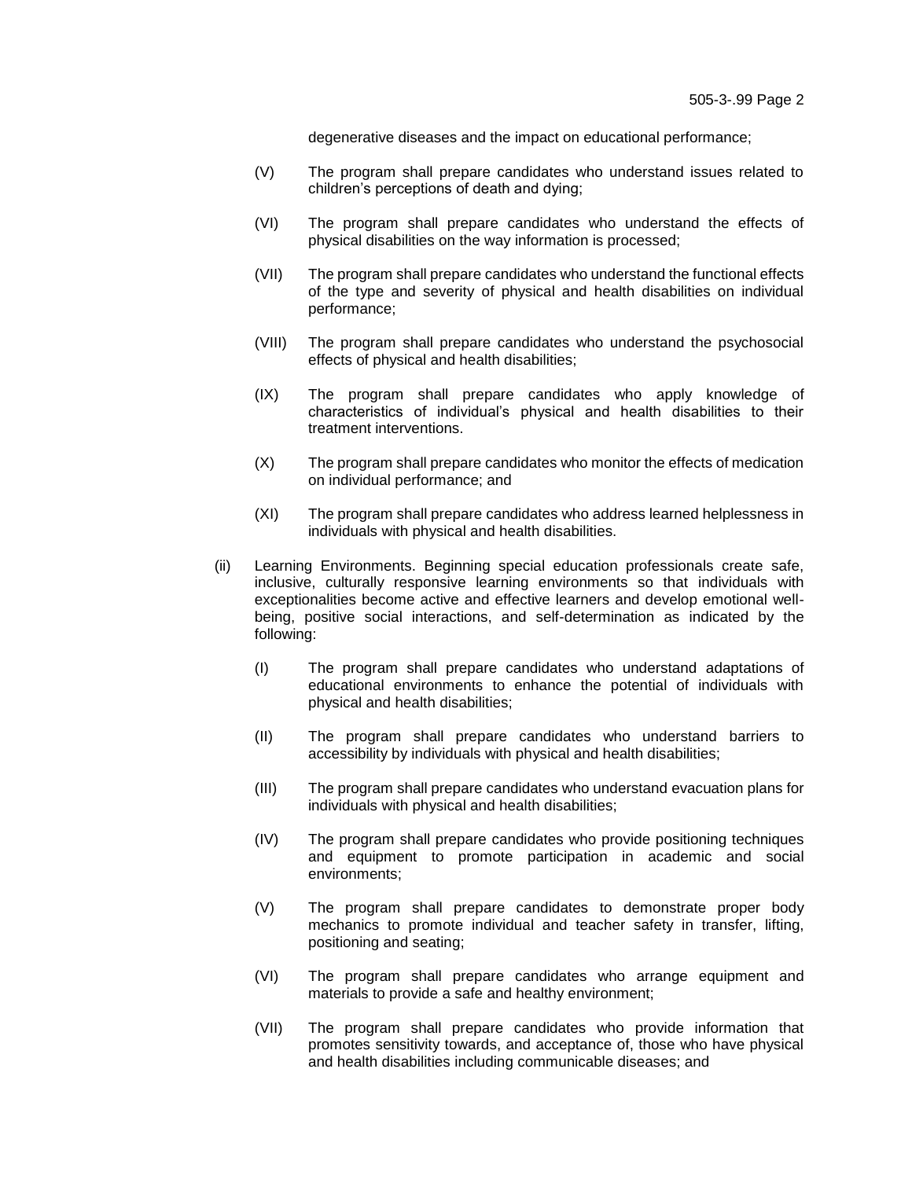degenerative diseases and the impact on educational performance;

(V) The program shall prepare candidates who understand issues related to children's perceptions of death and dying;

(VI) The program shall prepare candidates who understand the effects of physical disabilities on the way information is processed;

(VII) The program shall prepare candidates who understand the functional effects of the type and severity of physical and health disabilities on individual performance;

(VIII) The program shall prepare candidates who understand the psychosocial effects of physical and health disabilities;

(IX) The program shall prepare candidates who apply knowledge of characteristics of individual's physical and health disabilities to their treatment interventions.

(X) The program shall prepare candidates who monitor the effects of medication on individual performance; and

(XI) The program shall prepare candidates who address learned helplessness in individuals with physical and health disabilities.

(ii) Learning Environments. Beginning special education professionals create safe, inclusive, culturally responsive learning environments so that individuals with exceptionalities become active and effective learners and develop emotional well-being, positive social interactions, and self-determination as indicated by the following:

(I) The program shall prepare candidates who understand adaptations of educational environments to enhance the potential of individuals with physical and health disabilities;

(II) The program shall prepare candidates who understand barriers to accessibility by individuals with physical and health disabilities;

(III) The program shall prepare candidates who understand evacuation plans for individuals with physical and health disabilities;

(IV) The program shall prepare candidates who provide positioning techniques and equipment to promote participation in academic and social environments;

(V) The program shall prepare candidates to demonstrate proper body mechanics to promote individual and teacher safety in transfer, lifting, positioning and seating;

(VI) The program shall prepare candidates who arrange equipment and materials to provide a safe and healthy environment;

(VII) The program shall prepare candidates who provide information that promotes sensitivity towards, and acceptance of, those who have physical and health disabilities including communicable diseases; and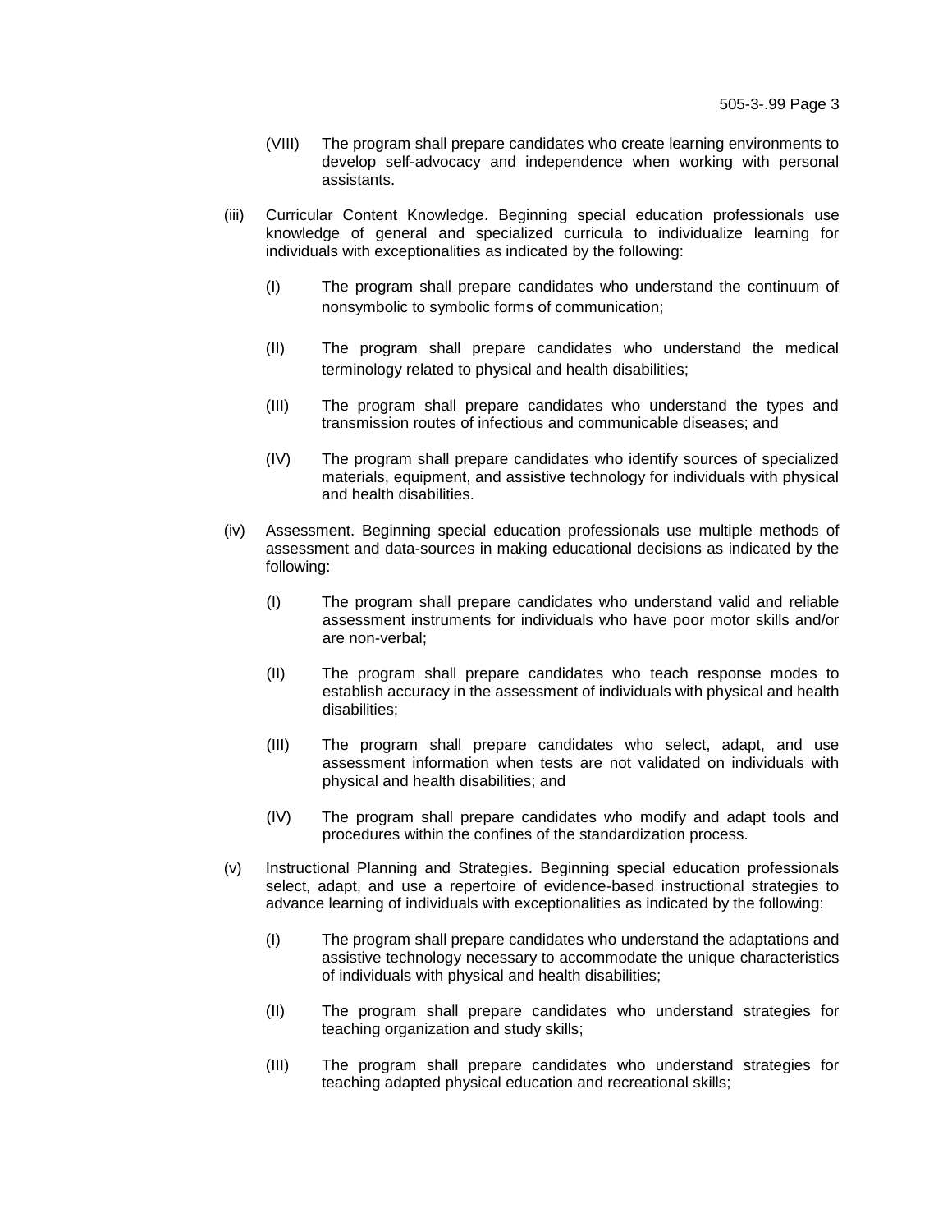(VIII) The program shall prepare candidates who create learning environments to develop self-advocacy and independence when working with personal assistants.

(iii) Curricular Content Knowledge. Beginning special education professionals use knowledge of general and specialized curricula to individualize learning for individuals with exceptionalities as indicated by the following:

(I) The program shall prepare candidates who understand the continuum of nonsymbolic to symbolic forms of communication;

(II) The program shall prepare candidates who understand the medical terminology related to physical and health disabilities;

(III) The program shall prepare candidates who understand the types and transmission routes of infectious and communicable diseases; and

(IV) The program shall prepare candidates who identify sources of specialized materials, equipment, and assistive technology for individuals with physical and health disabilities.

(iv) Assessment. Beginning special education professionals use multiple methods of assessment and data-sources in making educational decisions as indicated by the following:

(I) The program shall prepare candidates who understand valid and reliable assessment instruments for individuals who have poor motor skills and/or are non-verbal;

(II) The program shall prepare candidates who teach response modes to establish accuracy in the assessment of individuals with physical and health disabilities;

(III) The program shall prepare candidates who select, adapt, and use assessment information when tests are not validated on individuals with physical and health disabilities; and

(IV) The program shall prepare candidates who modify and adapt tools and procedures within the confines of the standardization process.

(v) Instructional Planning and Strategies. Beginning special education professionals select, adapt, and use a repertoire of evidence-based instructional strategies to advance learning of individuals with exceptionalities as indicated by the following:

(I) The program shall prepare candidates who understand the adaptations and assistive technology necessary to accommodate the unique characteristics of individuals with physical and health disabilities;

(II) The program shall prepare candidates who understand strategies for teaching organization and study skills;

(III) The program shall prepare candidates who understand strategies for teaching adapted physical education and recreational skills;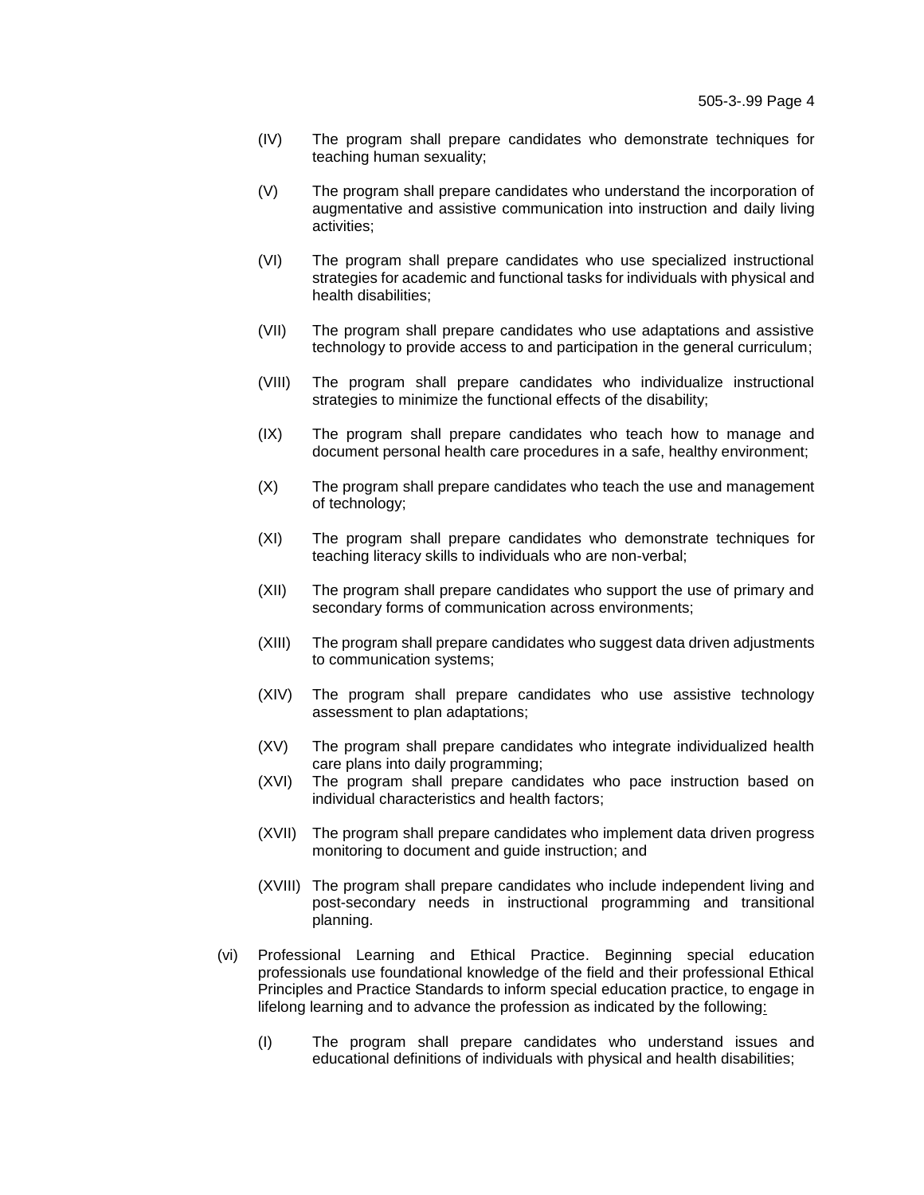(IV) The program shall prepare candidates who demonstrate techniques for teaching human sexuality;

(V) The program shall prepare candidates who understand the incorporation of augmentative and assistive communication into instruction and daily living activities;

(VI) The program shall prepare candidates who use specialized instructional strategies for academic and functional tasks for individuals with physical and health disabilities;

(VII) The program shall prepare candidates who use adaptations and assistive technology to provide access to and participation in the general curriculum;

(VIII) The program shall prepare candidates who individualize instructional strategies to minimize the functional effects of the disability;

(IX) The program shall prepare candidates who teach how to manage and document personal health care procedures in a safe, healthy environment;

(X) The program shall prepare candidates who teach the use and management of technology;

(XI) The program shall prepare candidates who demonstrate techniques for teaching literacy skills to individuals who are non-verbal;

(XII) The program shall prepare candidates who support the use of primary and secondary forms of communication across environments;

(XIII) The program shall prepare candidates who suggest data driven adjustments to communication systems;

(XIV) The program shall prepare candidates who use assistive technology assessment to plan adaptations;

(XV) The program shall prepare candidates who integrate individualized health care plans into daily programming;

(XVI) The program shall prepare candidates who pace instruction based on individual characteristics and health factors;

(XVII) The program shall prepare candidates who implement data driven progress monitoring to document and guide instruction; and

(XVIII) The program shall prepare candidates who include independent living and post-secondary needs in instructional programming and transitional planning.

(vi) Professional Learning and Ethical Practice. Beginning special education professionals use foundational knowledge of the field and their professional Ethical Principles and Practice Standards to inform special education practice, to engage in lifelong learning and to advance the profession as indicated by the following:

(I) The program shall prepare candidates who understand issues and educational definitions of individuals with physical and health disabilities;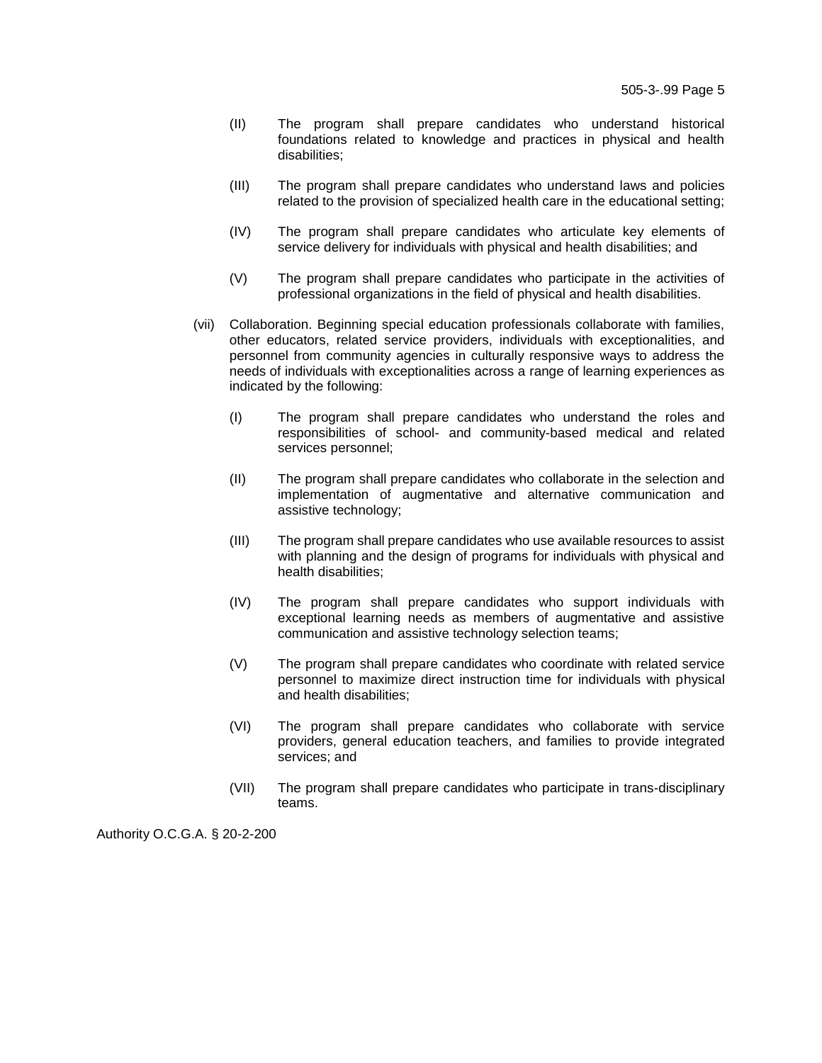(II) The program shall prepare candidates who understand historical foundations related to knowledge and practices in physical and health disabilities;

(III) The program shall prepare candidates who understand laws and policies related to the provision of specialized health care in the educational setting;

(IV) The program shall prepare candidates who articulate key elements of service delivery for individuals with physical and health disabilities; and

(V) The program shall prepare candidates who participate in the activities of professional organizations in the field of physical and health disabilities.

(vii) Collaboration. Beginning special education professionals collaborate with families, other educators, related service providers, individuals with exceptionalities, and personnel from community agencies in culturally responsive ways to address the needs of individuals with exceptionalities across a range of learning experiences as indicated by the following:

(I) The program shall prepare candidates who understand the roles and responsibilities of school- and community-based medical and related services personnel;

(II) The program shall prepare candidates who collaborate in the selection and implementation of augmentative and alternative communication and assistive technology;

(III) The program shall prepare candidates who use available resources to assist with planning and the design of programs for individuals with physical and health disabilities;

(IV) The program shall prepare candidates who support individuals with exceptional learning needs as members of augmentative and assistive communication and assistive technology selection teams;

(V) The program shall prepare candidates who coordinate with related service personnel to maximize direct instruction time for individuals with physical and health disabilities;

(VI) The program shall prepare candidates who collaborate with service providers, general education teachers, and families to provide integrated services; and

(VII) The program shall prepare candidates who participate in trans-disciplinary teams.

Authority O.C.G.A. § 20-2-200